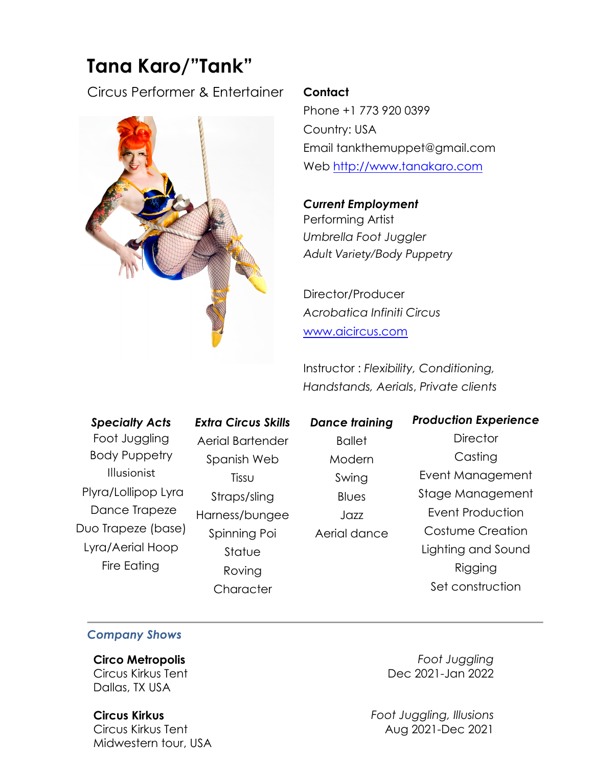# Tana Karo/"Tank"

Circus Performer & Entertainer

**Contact**

Phone +1 773 920 0399

Country: USA

Email tankthemuppet@gmail.com

Web http://www.tanakaro.com

***Current Employment***

Performing Artist

*Umbrella Foot Juggler*

*Adult Variety/Body Puppetry*

Director/Producer

*Acrobatica Infiniti Circus*

www.aicircus.com

Instructor : *Flexibility, Conditioning, Handstands, Aerials, Private clients*

***Specialty Acts***

- Foot Juggling
- Body Puppetry
- Illusionist
- Plyra/Lollipop Lyra
- Dance Trapeze
- Duo Trapeze (base)
- Lyra/Aerial Hoop
- Fire Eating

***Extra Circus Skills***

- Aerial Bartender
- Spanish Web
- Tissu
- Straps/sling
- Harness/bungee
- Spinning Poi
- Statue
- Roving
- Character

***Dance training***

- Ballet
- Modern
- Swing
- Blues
- Jazz
- Aerial dance

***Production Experience***

- Director
- Casting
- Event Management
- Stage Management
- Event Production
- Costume Creation
- Lighting and Sound
- Rigging
- Set construction

---

## *Company Shows*

**Circo Metropolis**
Circus Kirkus Tent
Dallas, TX USA

*Foot Juggling*
Dec 2021-Jan 2022

**Circus Kirkus**
Circus Kirkus Tent
Midwestern tour, USA

*Foot Juggling, Illusions*
Aug 2021-Dec 2021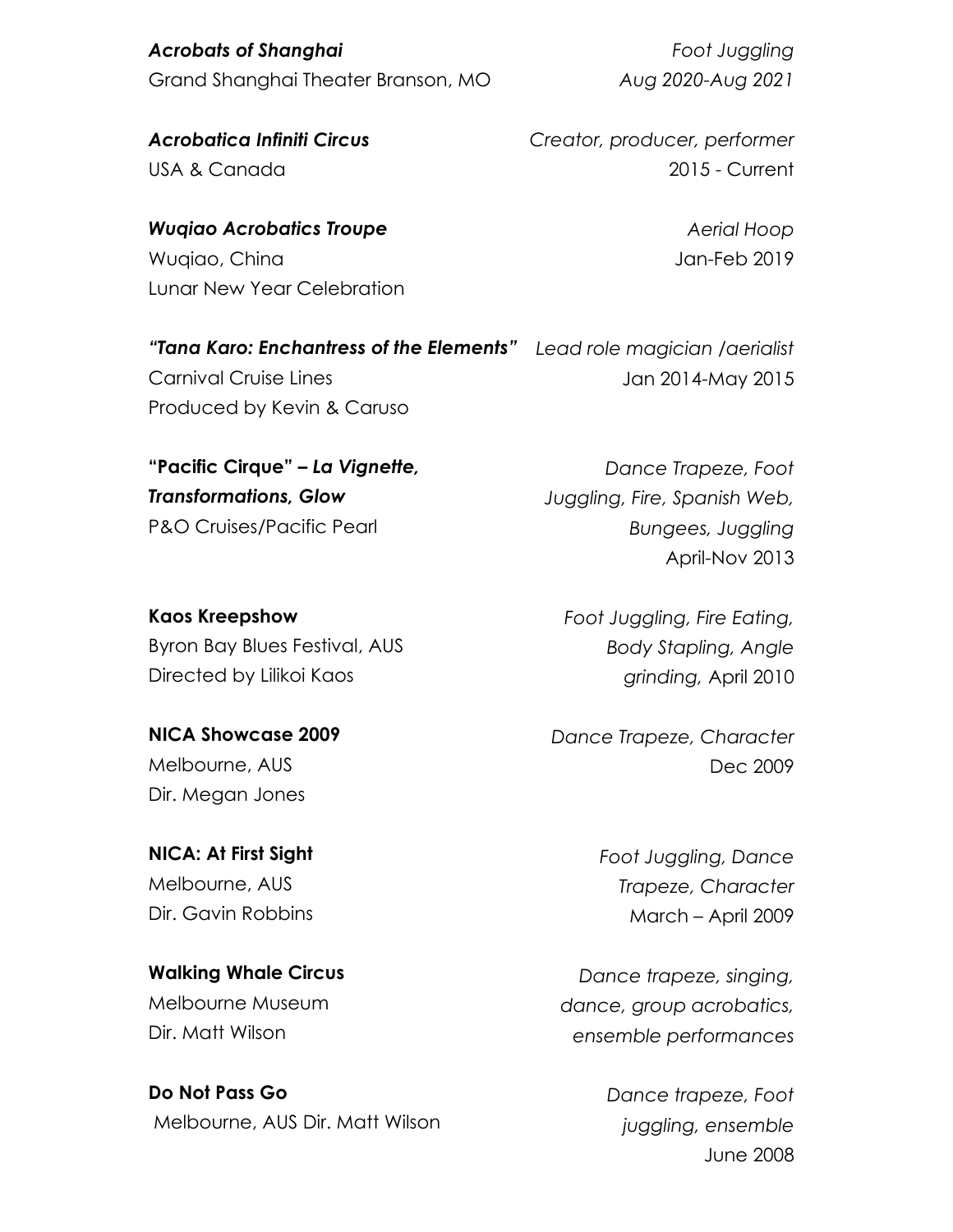***Acrobats of Shanghai*** — *Foot Juggling*
Grand Shanghai Theater Branson, MO — *Aug 2020-Aug 2021*

***Acrobatica Infiniti Circus*** — *Creator, producer, performer*
USA & Canada — 2015 - Current

***Wuqiao Acrobatics Troupe*** — *Aerial Hoop*
Wuqiao, China — Jan-Feb 2019
Lunar New Year Celebration

***"Tana Karo: Enchantress of the Elements"*** — *Lead role magician /aerialist*
Carnival Cruise Lines — Jan 2014-May 2015
Produced by Kevin & Caruso

**"Pacific Cirque" –** ***La Vignette, Transformations, Glow*** — *Dance Trapeze, Foot Juggling, Fire, Spanish Web, Bungees, Juggling*
P&O Cruises/Pacific Pearl — April-Nov 2013

**Kaos Kreepshow** — *Foot Juggling, Fire Eating, Body Stapling, Angle grinding,* April 2010
Byron Bay Blues Festival, AUS
Directed by Lilikoi Kaos

**NICA Showcase 2009** — *Dance Trapeze, Character*
Melbourne, AUS — Dec 2009
Dir. Megan Jones

**NICA: At First Sight** — *Foot Juggling, Dance Trapeze, Character*
Melbourne, AUS — March – April 2009
Dir. Gavin Robbins

**Walking Whale Circus** — *Dance trapeze, singing, dance, group acrobatics, ensemble performances*
Melbourne Museum
Dir. Matt Wilson

**Do Not Pass Go** — *Dance trapeze, Foot juggling, ensemble*
Melbourne, AUS Dir. Matt Wilson — June 2008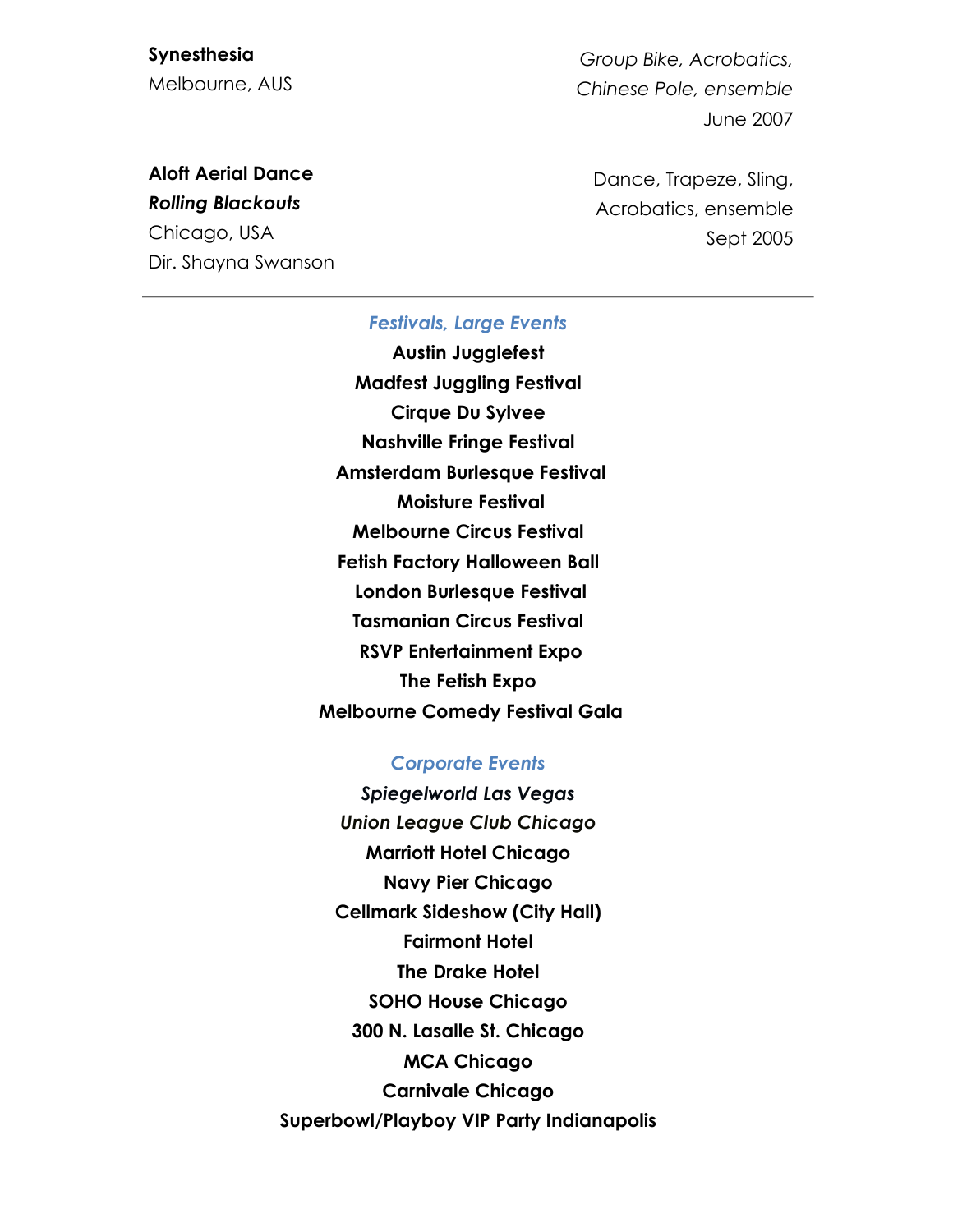**Synesthesia**
Melbourne, AUS

*Group Bike, Acrobatics, Chinese Pole, ensemble*
June 2007

**Aloft Aerial Dance**
***Rolling Blackouts***
Chicago, USA
Dir. Shayna Swanson

Dance, Trapeze, Sling, Acrobatics, ensemble
Sept 2005

---

### *Festivals, Large Events*

**Austin Jugglefest**
**Madfest Juggling Festival**
**Cirque Du Sylvee**
**Nashville Fringe Festival**
**Amsterdam Burlesque Festival**
**Moisture Festival**
**Melbourne Circus Festival**
**Fetish Factory Halloween Ball**
**London Burlesque Festival**
**Tasmanian Circus Festival**
**RSVP Entertainment Expo**
**The Fetish Expo**
**Melbourne Comedy Festival Gala**

### *Corporate Events*

***Spiegelworld Las Vegas***
***Union League Club Chicago***
**Marriott Hotel Chicago**
**Navy Pier Chicago**
**Cellmark Sideshow (City Hall)**
**Fairmont Hotel**
**The Drake Hotel**
**SOHO House Chicago**
**300 N. Lasalle St. Chicago**
**MCA Chicago**
**Carnivale Chicago**
**Superbowl/Playboy VIP Party Indianapolis**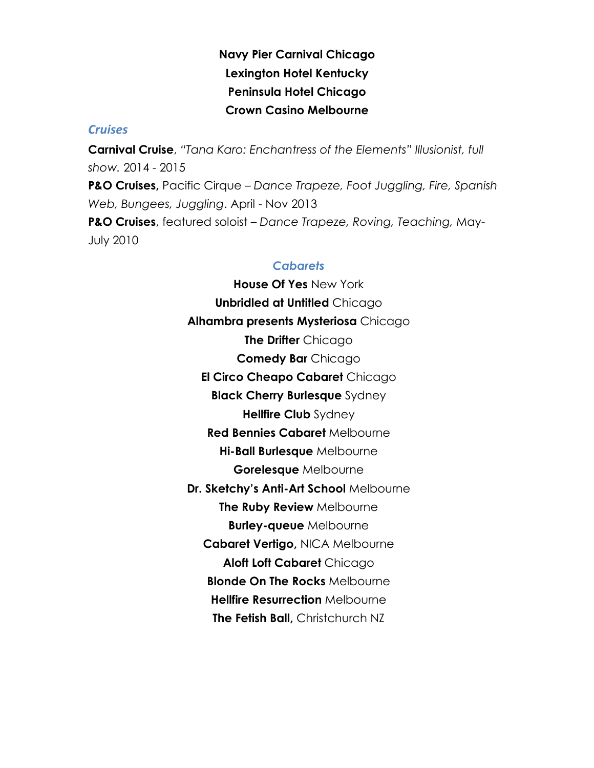**Navy Pier Carnival Chicago**
**Lexington Hotel Kentucky**
**Peninsula Hotel Chicago**
**Crown Casino Melbourne**

### *Cruises*

**Carnival Cruise**, *"Tana Karo: Enchantress of the Elements" Illusionist, full show.* 2014 - 2015
**P&O Cruises,** Pacific Cirque – *Dance Trapeze, Foot Juggling, Fire, Spanish Web, Bungees, Juggling*. April - Nov 2013
**P&O Cruises**, featured soloist – *Dance Trapeze, Roving, Teaching,* May-July 2010

### *Cabarets*

**House Of Yes** New York
**Unbridled at Untitled** Chicago
**Alhambra presents Mysteriosa** Chicago
**The Drifter** Chicago
**Comedy Bar** Chicago
**El Circo Cheapo Cabaret** Chicago
**Black Cherry Burlesque** Sydney
**Hellfire Club** Sydney
**Red Bennies Cabaret** Melbourne
**Hi-Ball Burlesque** Melbourne
**Gorelesque** Melbourne
**Dr. Sketchy's Anti-Art School** Melbourne
**The Ruby Review** Melbourne
**Burley-queue** Melbourne
**Cabaret Vertigo,** NICA Melbourne
**Aloft Loft Cabaret** Chicago
**Blonde On The Rocks** Melbourne
**Hellfire Resurrection** Melbourne
**The Fetish Ball,** Christchurch NZ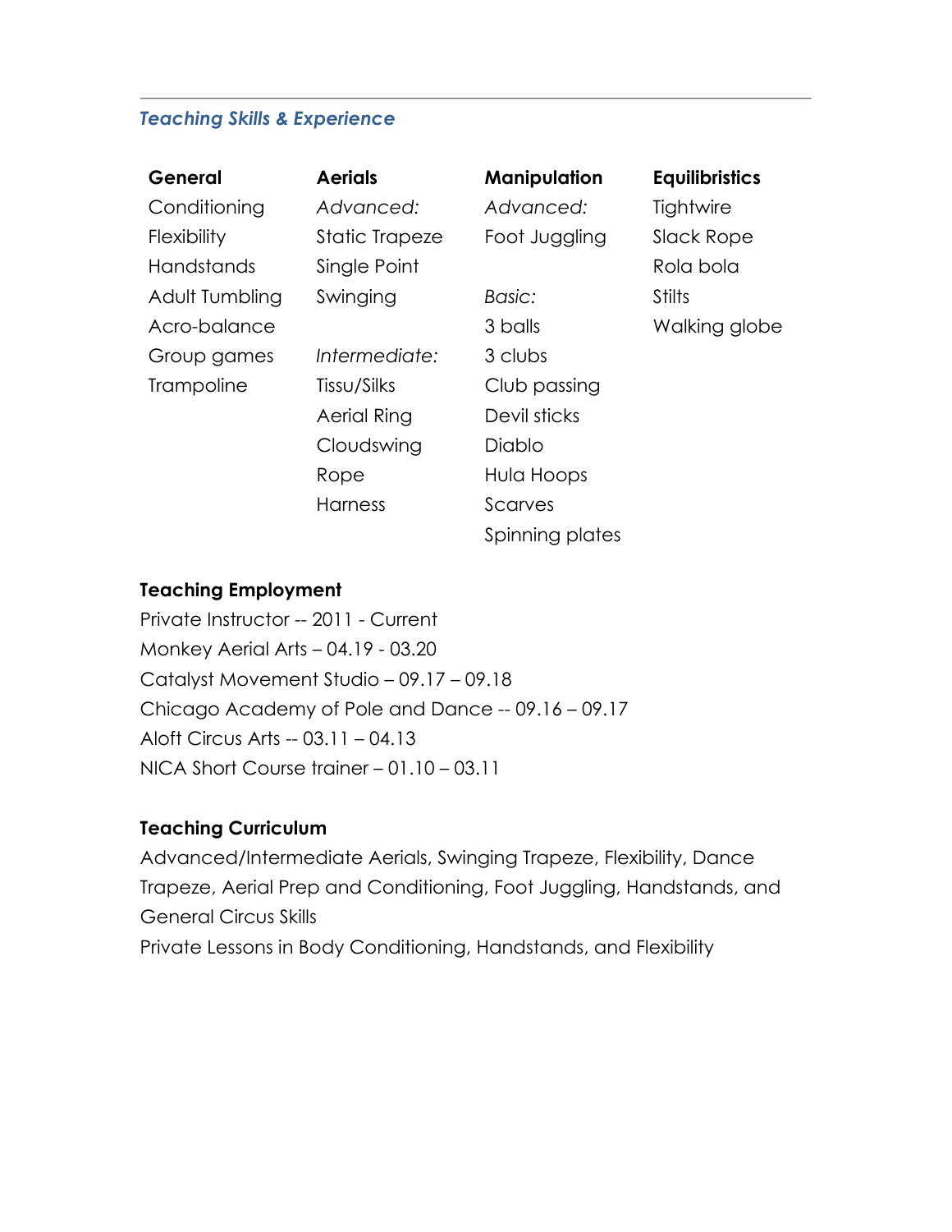---

## *Teaching Skills & Experience*

| **General** | **Aerials** | **Manipulation** | **Equilibristics** |
| --- | --- | --- | --- |
| Conditioning | *Advanced:* | *Advanced:* | Tightwire |
| Flexibility | Static Trapeze | Foot Juggling | Slack Rope |
| Handstands | Single Point | | Rola bola |
| Adult Tumbling | Swinging | *Basic:* | Stilts |
| Acro-balance | | 3 balls | Walking globe |
| Group games | *Intermediate:* | 3 clubs | |
| Trampoline | Tissu/Silks | Club passing | |
| | Aerial Ring | Devil sticks | |
| | Cloudswing | Diablo | |
| | Rope | Hula Hoops | |
| | Harness | Scarves | |
| | | Spinning plates | |

### Teaching Employment

Private Instructor -- 2011 - Current
Monkey Aerial Arts – 04.19 - 03.20
Catalyst Movement Studio – 09.17 – 09.18
Chicago Academy of Pole and Dance -- 09.16 – 09.17
Aloft Circus Arts -- 03.11 – 04.13
NICA Short Course trainer – 01.10 – 03.11

### Teaching Curriculum

Advanced/Intermediate Aerials, Swinging Trapeze, Flexibility, Dance Trapeze, Aerial Prep and Conditioning, Foot Juggling, Handstands, and General Circus Skills
Private Lessons in Body Conditioning, Handstands, and Flexibility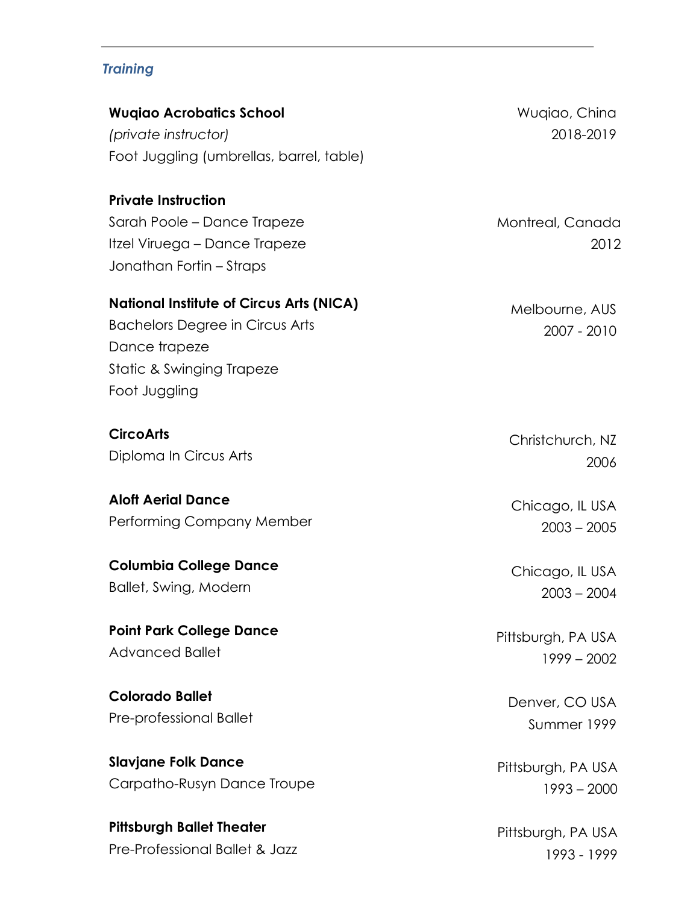## *Training*

**Wuqiao Acrobatics School**
*(private instructor)*
Foot Juggling (umbrellas, barrel, table)

Wuqiao, China
2018-2019

**Private Instruction**
Sarah Poole – Dance Trapeze
Itzel Viruega – Dance Trapeze
Jonathan Fortin – Straps

Montreal, Canada
2012

**National Institute of Circus Arts (NICA)**
Bachelors Degree in Circus Arts
Dance trapeze
Static & Swinging Trapeze
Foot Juggling

Melbourne, AUS
2007 - 2010

**CircoArts**
Diploma In Circus Arts

Christchurch, NZ
2006

**Aloft Aerial Dance**
Performing Company Member

Chicago, IL USA
2003 – 2005

**Columbia College Dance**
Ballet, Swing, Modern

Chicago, IL USA
2003 – 2004

**Point Park College Dance**
Advanced Ballet

Pittsburgh, PA USA
1999 – 2002

**Colorado Ballet**
Pre-professional Ballet

Denver, CO USA
Summer 1999

**Slavjane Folk Dance**
Carpatho-Rusyn Dance Troupe

Pittsburgh, PA USA
1993 – 2000

**Pittsburgh Ballet Theater**
Pre-Professional Ballet & Jazz

Pittsburgh, PA USA
1993 - 1999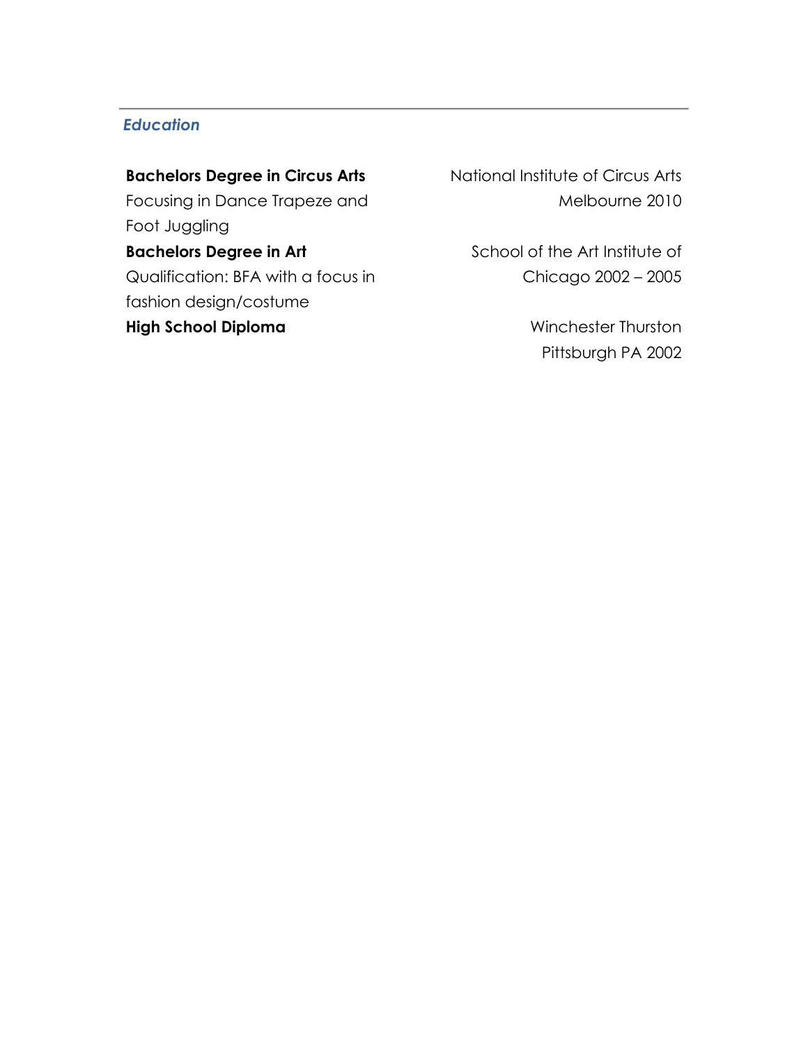### *Education*

**Bachelors Degree in Circus Arts** — National Institute of Circus Arts, Melbourne 2010
Focusing in Dance Trapeze and Foot Juggling

**Bachelors Degree in Art** — School of the Art Institute of Chicago 2002 – 2005
Qualification: BFA with a focus in fashion design/costume

**High School Diploma** — Winchester Thurston, Pittsburgh PA 2002